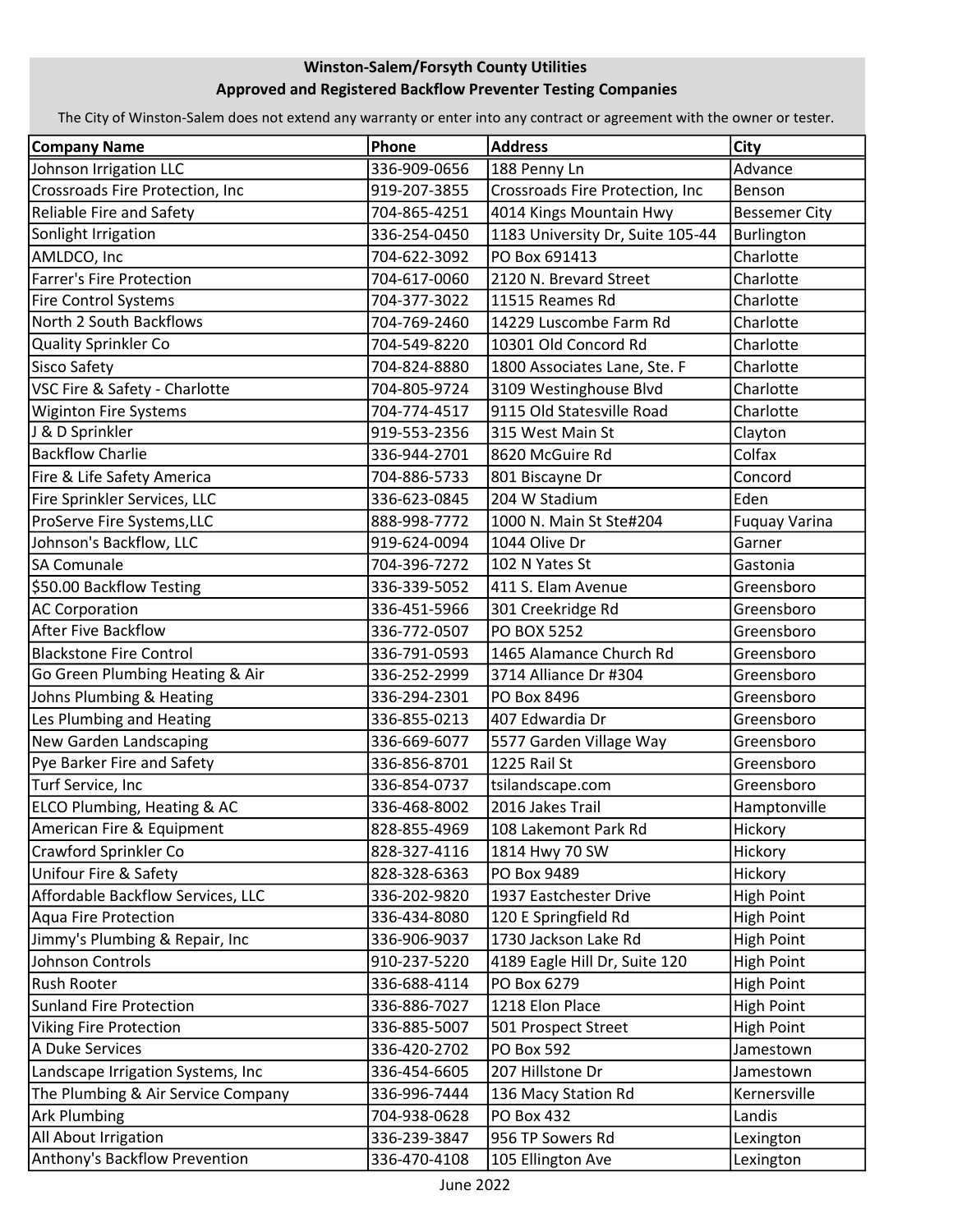# Winston-Salem/Forsyth County Utilities

## Approved and Registered Backflow Preventer Testing Companies

The City of Winston-Salem does not extend any warranty or enter into any contract or agreement with the owner or tester.

| Company Name | Phone | Address | City |
|---|---|---|---|
| Johnson Irrigation LLC | 336-909-0656 | 188 Penny Ln | Advance |
| Crossroads Fire Protection, Inc | 919-207-3855 | Crossroads Fire Protection, Inc | Benson |
| Reliable Fire and Safety | 704-865-4251 | 4014 Kings Mountain Hwy | Bessemer City |
| Sonlight Irrigation | 336-254-0450 | 1183 University Dr, Suite 105-44 | Burlington |
| AMLDCO, Inc | 704-622-3092 | PO Box 691413 | Charlotte |
| Farrer's Fire Protection | 704-617-0060 | 2120 N. Brevard Street | Charlotte |
| Fire Control Systems | 704-377-3022 | 11515 Reames Rd | Charlotte |
| North 2 South Backflows | 704-769-2460 | 14229 Luscombe Farm Rd | Charlotte |
| Quality Sprinkler Co | 704-549-8220 | 10301 Old Concord Rd | Charlotte |
| Sisco Safety | 704-824-8880 | 1800 Associates Lane, Ste. F | Charlotte |
| VSC Fire & Safety - Charlotte | 704-805-9724 | 3109 Westinghouse Blvd | Charlotte |
| Wiginton Fire Systems | 704-774-4517 | 9115 Old Statesville Road | Charlotte |
| J & D Sprinkler | 919-553-2356 | 315 West Main St | Clayton |
| Backflow Charlie | 336-944-2701 | 8620 McGuire Rd | Colfax |
| Fire & Life Safety America | 704-886-5733 | 801 Biscayne Dr | Concord |
| Fire Sprinkler Services, LLC | 336-623-0845 | 204 W Stadium | Eden |
| ProServe Fire Systems,LLC | 888-998-7772 | 1000 N. Main St Ste#204 | Fuquay Varina |
| Johnson's Backflow, LLC | 919-624-0094 | 1044 Olive Dr | Garner |
| SA Comunale | 704-396-7272 | 102 N Yates St | Gastonia |
| $50.00 Backflow Testing | 336-339-5052 | 411 S. Elam Avenue | Greensboro |
| AC Corporation | 336-451-5966 | 301 Creekridge Rd | Greensboro |
| After Five Backflow | 336-772-0507 | PO BOX 5252 | Greensboro |
| Blackstone Fire Control | 336-791-0593 | 1465 Alamance Church Rd | Greensboro |
| Go Green Plumbing Heating & Air | 336-252-2999 | 3714 Alliance Dr #304 | Greensboro |
| Johns Plumbing & Heating | 336-294-2301 | PO Box 8496 | Greensboro |
| Les Plumbing and Heating | 336-855-0213 | 407 Edwardia Dr | Greensboro |
| New Garden Landscaping | 336-669-6077 | 5577 Garden Village Way | Greensboro |
| Pye Barker Fire and Safety | 336-856-8701 | 1225 Rail St | Greensboro |
| Turf Service, Inc | 336-854-0737 | tsilandscape.com | Greensboro |
| ELCO Plumbing, Heating & AC | 336-468-8002 | 2016 Jakes Trail | Hamptonville |
| American Fire & Equipment | 828-855-4969 | 108 Lakemont Park Rd | Hickory |
| Crawford Sprinkler Co | 828-327-4116 | 1814 Hwy 70 SW | Hickory |
| Unifour Fire & Safety | 828-328-6363 | PO Box 9489 | Hickory |
| Affordable Backflow Services, LLC | 336-202-9820 | 1937 Eastchester Drive | High Point |
| Aqua Fire Protection | 336-434-8080 | 120 E Springfield Rd | High Point |
| Jimmy's Plumbing & Repair, Inc | 336-906-9037 | 1730 Jackson Lake Rd | High Point |
| Johnson Controls | 910-237-5220 | 4189 Eagle Hill Dr, Suite 120 | High Point |
| Rush Rooter | 336-688-4114 | PO Box 6279 | High Point |
| Sunland Fire Protection | 336-886-7027 | 1218 Elon Place | High Point |
| Viking Fire Protection | 336-885-5007 | 501 Prospect Street | High Point |
| A Duke Services | 336-420-2702 | PO Box 592 | Jamestown |
| Landscape Irrigation Systems, Inc | 336-454-6605 | 207 Hillstone Dr | Jamestown |
| The Plumbing & Air Service Company | 336-996-7444 | 136 Macy Station Rd | Kernersville |
| Ark Plumbing | 704-938-0628 | PO Box 432 | Landis |
| All About Irrigation | 336-239-3847 | 956 TP Sowers Rd | Lexington |
| Anthony's Backflow Prevention | 336-470-4108 | 105 Ellington Ave | Lexington |

June 2022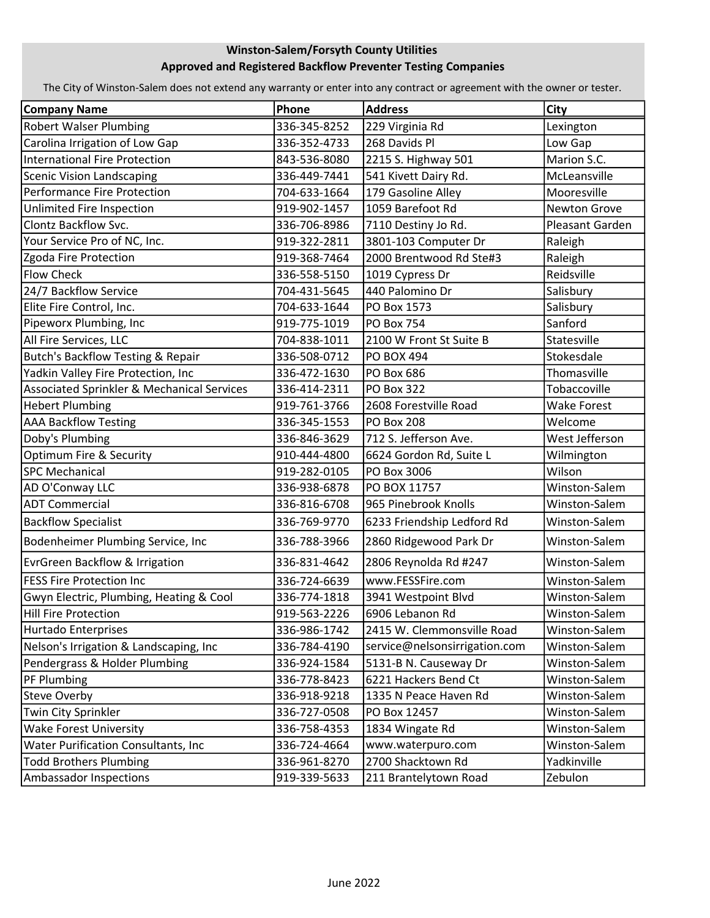**Winston-Salem/Forsyth County Utilities**

**Approved and Registered Backflow Preventer Testing Companies**

The City of Winston-Salem does not extend any warranty or enter into any contract or agreement with the owner or tester.

| **Company Name** | **Phone** | **Address** | **City** |
|---|---|---|---|
| Robert Walser Plumbing | 336-345-8252 | 229 Virginia Rd | Lexington |
| Carolina Irrigation of Low Gap | 336-352-4733 | 268 Davids Pl | Low Gap |
| International Fire Protection | 843-536-8080 | 2215 S. Highway 501 | Marion S.C. |
| Scenic Vision Landscaping | 336-449-7441 | 541 Kivett Dairy Rd. | McLeansville |
| Performance Fire Protection | 704-633-1664 | 179 Gasoline Alley | Mooresville |
| Unlimited Fire Inspection | 919-902-1457 | 1059 Barefoot Rd | Newton Grove |
| Clontz Backflow Svc. | 336-706-8986 | 7110 Destiny Jo Rd. | Pleasant Garden |
| Your Service Pro of NC, Inc. | 919-322-2811 | 3801-103 Computer Dr | Raleigh |
| Zgoda Fire Protection | 919-368-7464 | 2000 Brentwood Rd Ste#3 | Raleigh |
| Flow Check | 336-558-5150 | 1019 Cypress Dr | Reidsville |
| 24/7 Backflow Service | 704-431-5645 | 440 Palomino Dr | Salisbury |
| Elite Fire Control, Inc. | 704-633-1644 | PO Box 1573 | Salisbury |
| Pipeworx Plumbing, Inc | 919-775-1019 | PO Box 754 | Sanford |
| All Fire Services, LLC | 704-838-1011 | 2100 W Front St Suite B | Statesville |
| Butch's Backflow Testing & Repair | 336-508-0712 | PO BOX 494 | Stokesdale |
| Yadkin Valley Fire Protection, Inc | 336-472-1630 | PO Box 686 | Thomasville |
| Associated Sprinkler & Mechanical Services | 336-414-2311 | PO Box 322 | Tobaccoville |
| Hebert Plumbing | 919-761-3766 | 2608 Forestville Road | Wake Forest |
| AAA Backflow Testing | 336-345-1553 | PO Box 208 | Welcome |
| Doby's Plumbing | 336-846-3629 | 712 S. Jefferson Ave. | West Jefferson |
| Optimum Fire & Security | 910-444-4800 | 6624 Gordon Rd, Suite L | Wilmington |
| SPC Mechanical | 919-282-0105 | PO Box 3006 | Wilson |
| AD O'Conway LLC | 336-938-6878 | PO BOX 11757 | Winston-Salem |
| ADT Commercial | 336-816-6708 | 965 Pinebrook Knolls | Winston-Salem |
| Backflow Specialist | 336-769-9770 | 6233 Friendship Ledford Rd | Winston-Salem |
| Bodenheimer Plumbing Service, Inc | 336-788-3966 | 2860 Ridgewood Park Dr | Winston-Salem |
| EvrGreen Backflow & Irrigation | 336-831-4642 | 2806 Reynolda Rd #247 | Winston-Salem |
| FESS Fire Protection Inc | 336-724-6639 | www.FESSFire.com | Winston-Salem |
| Gwyn Electric, Plumbing, Heating & Cool | 336-774-1818 | 3941 Westpoint Blvd | Winston-Salem |
| Hill Fire Protection | 919-563-2226 | 6906 Lebanon Rd | Winston-Salem |
| Hurtado Enterprises | 336-986-1742 | 2415 W. Clemmonsville Road | Winston-Salem |
| Nelson's Irrigation & Landscaping, Inc | 336-784-4190 | service@nelsonsirrigation.com | Winston-Salem |
| Pendergrass & Holder Plumbing | 336-924-1584 | 5131-B N. Causeway Dr | Winston-Salem |
| PF Plumbing | 336-778-8423 | 6221 Hackers Bend Ct | Winston-Salem |
| Steve Overby | 336-918-9218 | 1335 N Peace Haven Rd | Winston-Salem |
| Twin City Sprinkler | 336-727-0508 | PO Box 12457 | Winston-Salem |
| Wake Forest University | 336-758-4353 | 1834 Wingate Rd | Winston-Salem |
| Water Purification Consultants, Inc | 336-724-4664 | www.waterpuro.com | Winston-Salem |
| Todd Brothers Plumbing | 336-961-8270 | 2700 Shacktown Rd | Yadkinville |
| Ambassador Inspections | 919-339-5633 | 211 Brantelytown Road | Zebulon |

June 2022